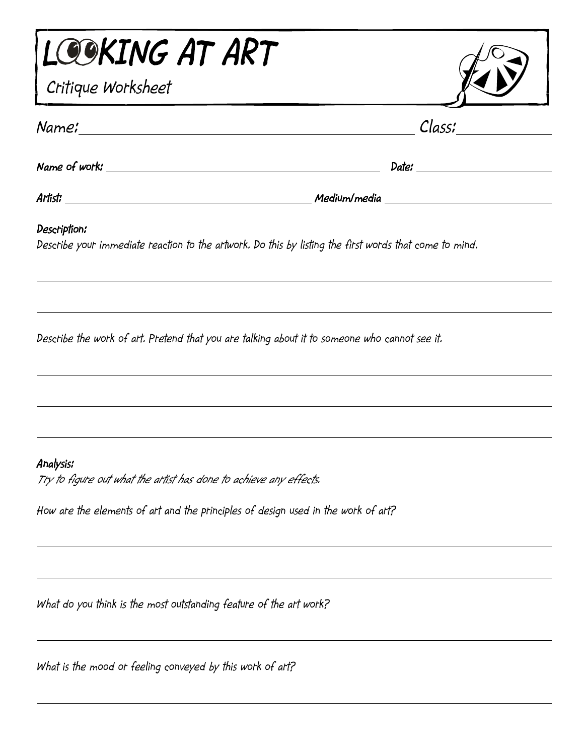# LOOKING AT ART

## Critique Worksheet

Name: ______________________________ Class: ____________

**Name of work:** ______________________________ **Date:** ____________

**Artist:** ______________________________ **Medium/media** ______________________________

**Description:**

Describe your immediate reaction to the artwork. Do this by listing the first words that come to mind.

______________________________________________________________________________

______________________________________________________________________________

Describe the work of art. Pretend that you are talking about it to someone who cannot see it.

______________________________________________________________________________

______________________________________________________________________________

______________________________________________________________________________

**Analysis:**

*Try to figure out what the artist has done to achieve any effects.*

How are the elements of art and the principles of design used in the work of art?

______________________________________________________________________________

______________________________________________________________________________

What do you think is the most outstanding feature of the art work?

______________________________________________________________________________

What is the mood or feeling conveyed by this work of art?

______________________________________________________________________________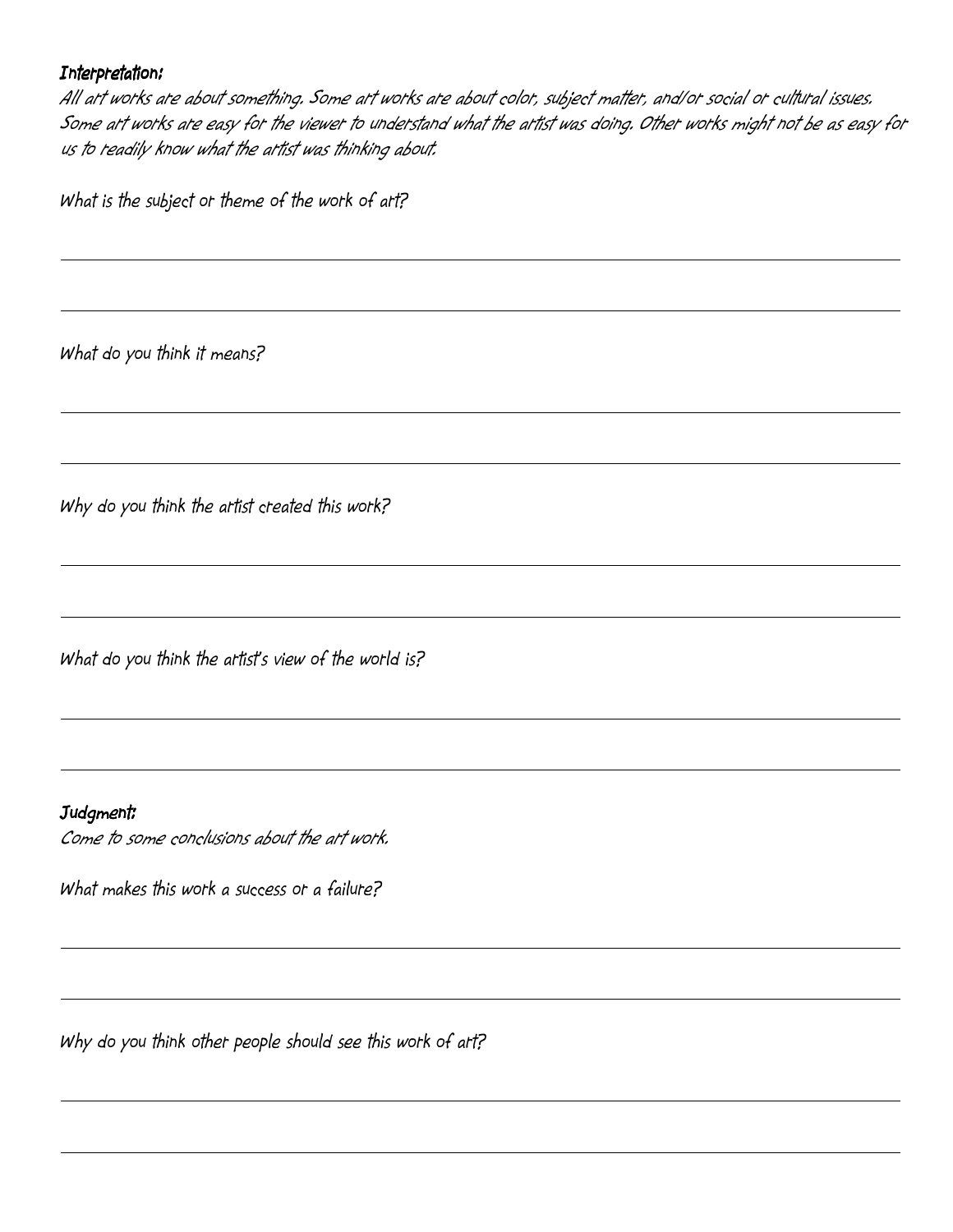**Interpretation:**

All art works are about something. Some art works are about color, subject matter, and/or social or cultural issues. Some art works are easy for the viewer to understand what the artist was doing. Other works might not be as easy for us to readily know what the artist was thinking about.

What is the subject or theme of the work of art?

______________________________________________________________________________

______________________________________________________________________________

What do you think it means?

______________________________________________________________________________

______________________________________________________________________________

Why do you think the artist created this work?

______________________________________________________________________________

______________________________________________________________________________

What do you think the artist's view of the world is?

______________________________________________________________________________

______________________________________________________________________________

**Judgment:**

Come to some conclusions about the art work.

What makes this work a success or a failure?

______________________________________________________________________________

______________________________________________________________________________

Why do you think other people should see this work of art?

______________________________________________________________________________

______________________________________________________________________________